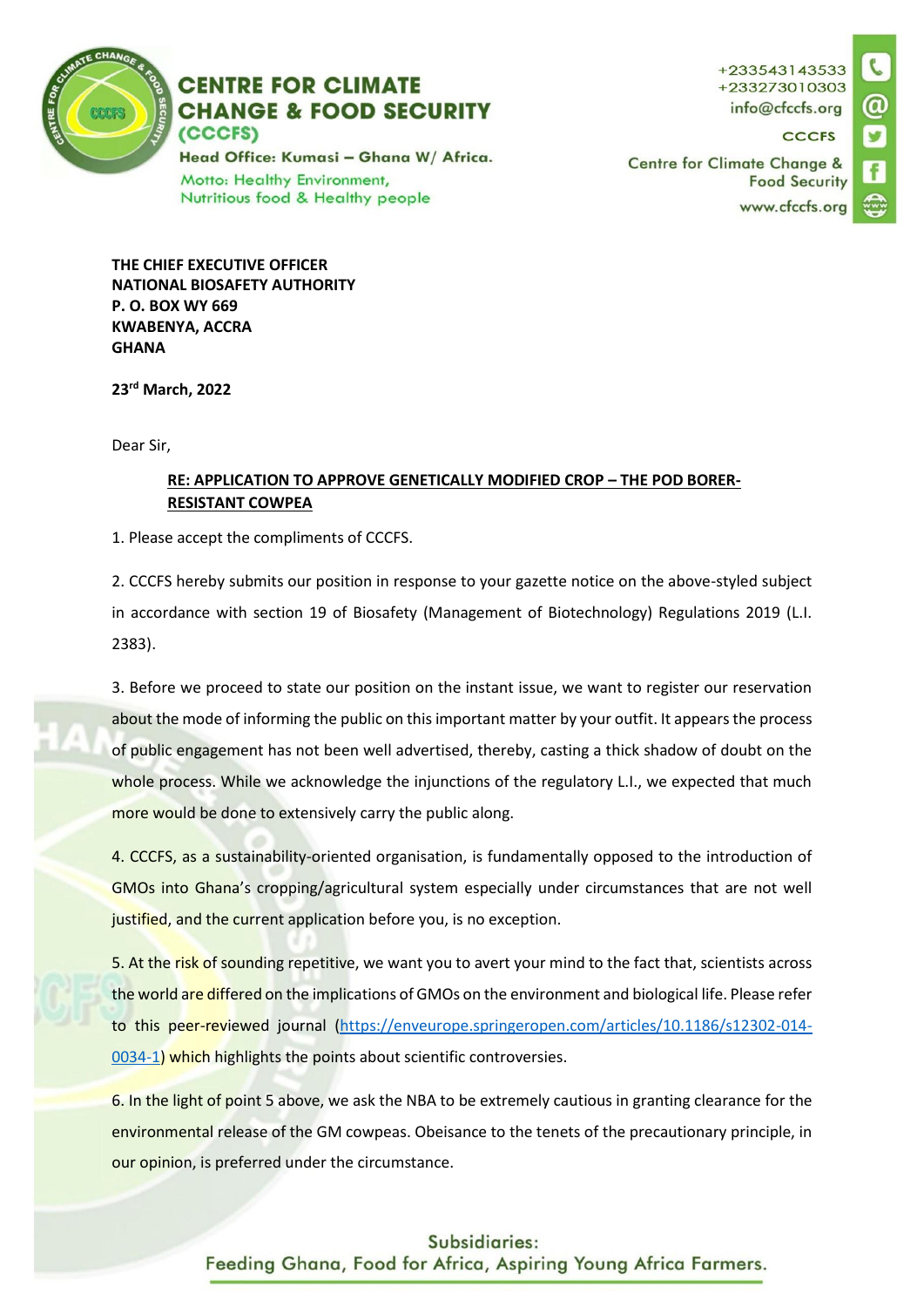# CENTRE FOR CLIMATE CHANGE & FOOD SECURITY (CCCFS)

**Head Office: Kumasi – Ghana W/ Africa.**

Motto: Healthy Environment, Nutritious food & Healthy people

+233543143533
+233273010303
info@cfccfs.org
CCCFS
Centre for Climate Change & Food Security
www.cfccfs.org

**THE CHIEF EXECUTIVE OFFICER**
**NATIONAL BIOSAFETY AUTHORITY**
**P. O. BOX WY 669**
**KWABENYA, ACCRA**
**GHANA**

**23rd March, 2022**

Dear Sir,

**RE: APPLICATION TO APPROVE GENETICALLY MODIFIED CROP – THE POD BORER-RESISTANT COWPEA**

1. Please accept the compliments of CCCFS.

2. CCCFS hereby submits our position in response to your gazette notice on the above-styled subject in accordance with section 19 of Biosafety (Management of Biotechnology) Regulations 2019 (L.I. 2383).

3. Before we proceed to state our position on the instant issue, we want to register our reservation about the mode of informing the public on this important matter by your outfit. It appears the process of public engagement has not been well advertised, thereby, casting a thick shadow of doubt on the whole process. While we acknowledge the injunctions of the regulatory L.I., we expected that much more would be done to extensively carry the public along.

4. CCCFS, as a sustainability-oriented organisation, is fundamentally opposed to the introduction of GMOs into Ghana's cropping/agricultural system especially under circumstances that are not well justified, and the current application before you, is no exception.

5. At the risk of sounding repetitive, we want you to avert your mind to the fact that, scientists across the world are differed on the implications of GMOs on the environment and biological life. Please refer to this peer-reviewed journal (https://enveurope.springeropen.com/articles/10.1186/s12302-014-0034-1) which highlights the points about scientific controversies.

6. In the light of point 5 above, we ask the NBA to be extremely cautious in granting clearance for the environmental release of the GM cowpeas. Obeisance to the tenets of the precautionary principle, in our opinion, is preferred under the circumstance.

Subsidiaries:
Feeding Ghana, Food for Africa, Aspiring Young Africa Farmers.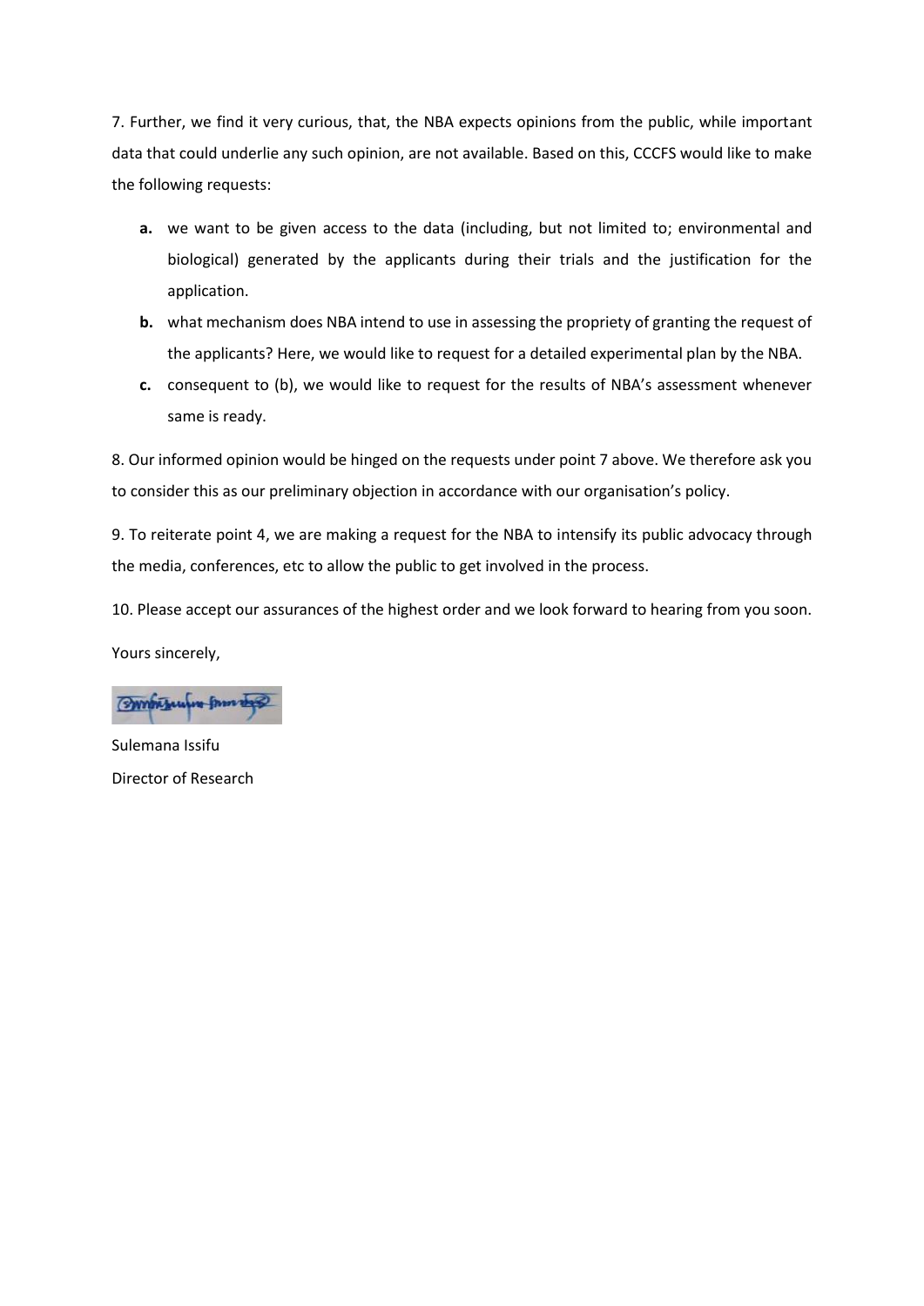7. Further, we find it very curious, that, the NBA expects opinions from the public, while important data that could underlie any such opinion, are not available. Based on this, CCCFS would like to make the following requests:

- **a.** we want to be given access to the data (including, but not limited to; environmental and biological) generated by the applicants during their trials and the justification for the application.
- **b.** what mechanism does NBA intend to use in assessing the propriety of granting the request of the applicants? Here, we would like to request for a detailed experimental plan by the NBA.
- **c.** consequent to (b), we would like to request for the results of NBA's assessment whenever same is ready.

8. Our informed opinion would be hinged on the requests under point 7 above. We therefore ask you to consider this as our preliminary objection in accordance with our organisation's policy.

9. To reiterate point 4, we are making a request for the NBA to intensify its public advocacy through the media, conferences, etc to allow the public to get involved in the process.

10. Please accept our assurances of the highest order and we look forward to hearing from you soon.

Yours sincerely,

Sulemana Issifu

Director of Research